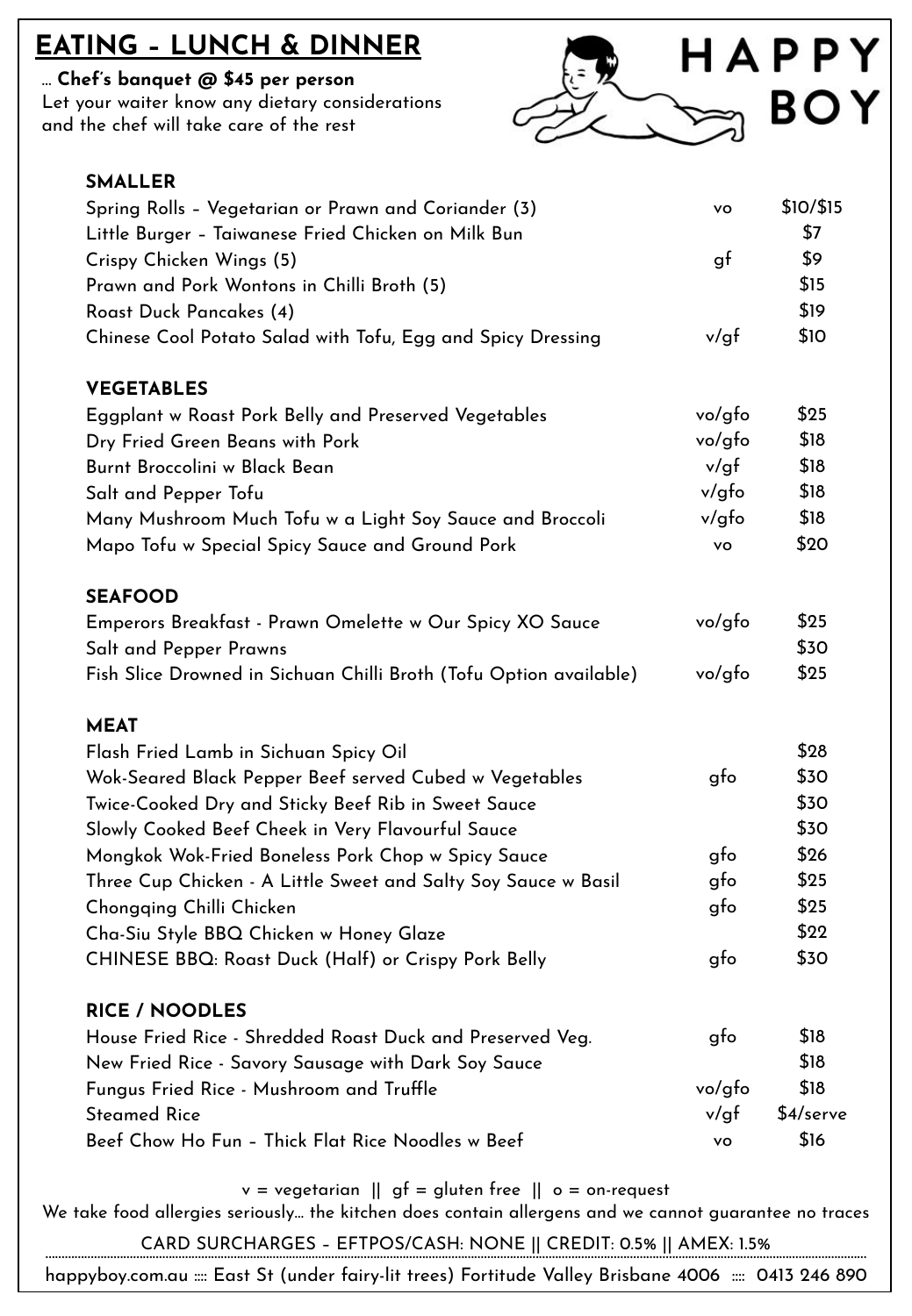# EATING – LUNCH & DINNER

… **Chef's banquet @ $45 per person**
Let your waiter know any dietary considerations and the chef will take care of the rest

HAPPY BOY

## SMALLER

| Item | | Price |
|---|---|---|
| Spring Rolls – Vegetarian or Prawn and Coriander (3) | vo | $10/$15 |
| Little Burger – Taiwanese Fried Chicken on Milk Bun | | $7 |
| Crispy Chicken Wings (5) | gf | $9 |
| Prawn and Pork Wontons in Chilli Broth (5) | | $15 |
| Roast Duck Pancakes (4) | | $19 |
| Chinese Cool Potato Salad with Tofu, Egg and Spicy Dressing | v/gf | $10 |

## VEGETABLES

| Item | | Price |
|---|---|---|
| Eggplant w Roast Pork Belly and Preserved Vegetables | vo/gfo | $25 |
| Dry Fried Green Beans with Pork | vo/gfo | $18 |
| Burnt Broccolini w Black Bean | v/gf | $18 |
| Salt and Pepper Tofu | v/gfo | $18 |
| Many Mushroom Much Tofu w a Light Soy Sauce and Broccoli | v/gfo | $18 |
| Mapo Tofu w Special Spicy Sauce and Ground Pork | vo | $20 |

## SEAFOOD

| Item | | Price |
|---|---|---|
| Emperors Breakfast - Prawn Omelette w Our Spicy XO Sauce | vo/gfo | $25 |
| Salt and Pepper Prawns | | $30 |
| Fish Slice Drowned in Sichuan Chilli Broth (Tofu Option available) | vo/gfo | $25 |

## MEAT

| Item | | Price |
|---|---|---|
| Flash Fried Lamb in Sichuan Spicy Oil | | $28 |
| Wok-Seared Black Pepper Beef served Cubed w Vegetables | gfo | $30 |
| Twice-Cooked Dry and Sticky Beef Rib in Sweet Sauce | | $30 |
| Slowly Cooked Beef Cheek in Very Flavourful Sauce | | $30 |
| Mongkok Wok-Fried Boneless Pork Chop w Spicy Sauce | gfo | $26 |
| Three Cup Chicken - A Little Sweet and Salty Soy Sauce w Basil | gfo | $25 |
| Chongqing Chilli Chicken | gfo | $25 |
| Cha-Siu Style BBQ Chicken w Honey Glaze | | $22 |
| CHINESE BBQ: Roast Duck (Half) or Crispy Pork Belly | gfo | $30 |

## RICE / NOODLES

| Item | | Price |
|---|---|---|
| House Fried Rice - Shredded Roast Duck and Preserved Veg. | gfo | $18 |
| New Fried Rice - Savory Sausage with Dark Soy Sauce | | $18 |
| Fungus Fried Rice - Mushroom and Truffle | vo/gfo | $18 |
| Steamed Rice | v/gf | $4/serve |
| Beef Chow Ho Fun – Thick Flat Rice Noodles w Beef | vo | $16 |

v = vegetarian || gf = gluten free || o = on-request

We take food allergies seriously… the kitchen does contain allergens and we cannot guarantee no traces

CARD SURCHARGES – EFTPOS/CASH: NONE || CREDIT: 0.5% || AMEX: 1.5%

happyboy.com.au :::: East St (under fairy-lit trees) Fortitude Valley Brisbane 4006 :::: 0413 246 890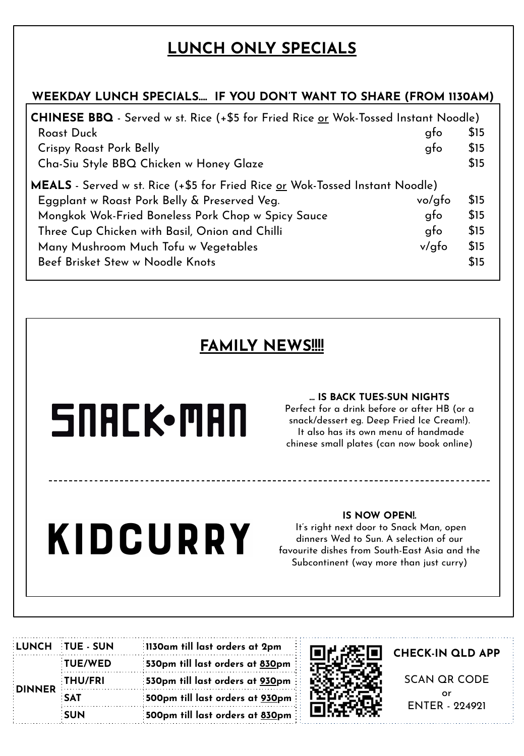# LUNCH ONLY SPECIALS

## WEEKDAY LUNCH SPECIALS.... IF YOU DON'T WANT TO SHARE (FROM 1130AM)

**CHINESE BBQ** - Served w st. Rice (+$5 for Fried Rice or Wok-Tossed Instant Noodle)

| | | |
|---|---|---|
| Roast Duck | gfo | $15 |
| Crispy Roast Pork Belly | gfo | $15 |
| Cha-Siu Style BBQ Chicken w Honey Glaze | | $15 |

**MEALS** - Served w st. Rice (+$5 for Fried Rice or Wok-Tossed Instant Noodle)

| | | |
|---|---|---|
| Eggplant w Roast Pork Belly & Preserved Veg. | vo/gfo | $15 |
| Mongkok Wok-Fried Boneless Pork Chop w Spicy Sauce | gfo | $15 |
| Three Cup Chicken with Basil, Onion and Chilli | gfo | $15 |
| Many Mushroom Much Tofu w Vegetables | v/gfo | $15 |
| Beef Brisket Stew w Noodle Knots | | $15 |

## FAMILY NEWS!!!!

**SNACK•MAN**

**... IS BACK TUES-SUN NIGHTS**
Perfect for a drink before or after HB (or a snack/dessert eg. Deep Fried Ice Cream!). It also has its own menu of handmade chinese small plates (can now book online)

---

**KIDCURRY**

**IS NOW OPEN!.**
It's right next door to Snack Man, open dinners Wed to Sun. A selection of our favourite dishes from South-East Asia and the Subcontinent (way more than just curry)

| | | |
|---|---|---|
| LUNCH | TUE - SUN | 1130am till last orders at 2pm |
| DINNER | TUE/WED | 530pm till last orders at 830pm |
| | THU/FRI | 530pm till last orders at 930pm |
| | SAT | 500pm till last orders at 930pm |
| | SUN | 500pm till last orders at 830pm |

**CHECK-IN QLD APP**

SCAN QR CODE
or
ENTER - 224921